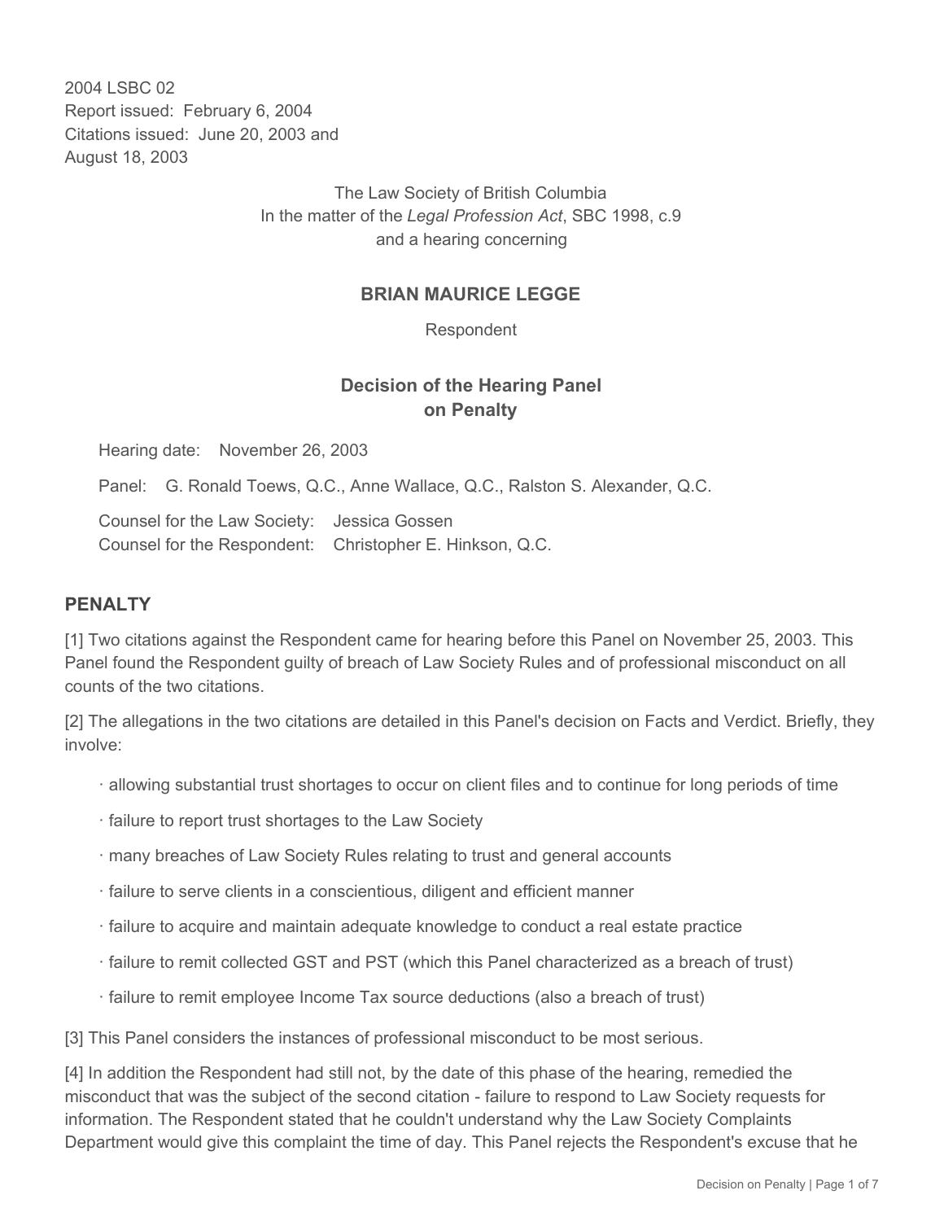2004 LSBC 02
Report issued: February 6, 2004
Citations issued: June 20, 2003 and August 18, 2003

The Law Society of British Columbia
In the matter of the *Legal Profession Act*, SBC 1998, c.9
and a hearing concerning

**BRIAN MAURICE LEGGE**

Respondent

## Decision of the Hearing Panel on Penalty

Hearing date: November 26, 2003

Panel: G. Ronald Toews, Q.C., Anne Wallace, Q.C., Ralston S. Alexander, Q.C.

Counsel for the Law Society: Jessica Gossen
Counsel for the Respondent: Christopher E. Hinkson, Q.C.

## PENALTY

[1] Two citations against the Respondent came for hearing before this Panel on November 25, 2003. This Panel found the Respondent guilty of breach of Law Society Rules and of professional misconduct on all counts of the two citations.

[2] The allegations in the two citations are detailed in this Panel's decision on Facts and Verdict. Briefly, they involve:

- allowing substantial trust shortages to occur on client files and to continue for long periods of time
- failure to report trust shortages to the Law Society
- many breaches of Law Society Rules relating to trust and general accounts
- failure to serve clients in a conscientious, diligent and efficient manner
- failure to acquire and maintain adequate knowledge to conduct a real estate practice
- failure to remit collected GST and PST (which this Panel characterized as a breach of trust)
- failure to remit employee Income Tax source deductions (also a breach of trust)

[3] This Panel considers the instances of professional misconduct to be most serious.

[4] In addition the Respondent had still not, by the date of this phase of the hearing, remedied the misconduct that was the subject of the second citation - failure to respond to Law Society requests for information. The Respondent stated that he couldn't understand why the Law Society Complaints Department would give this complaint the time of day. This Panel rejects the Respondent's excuse that he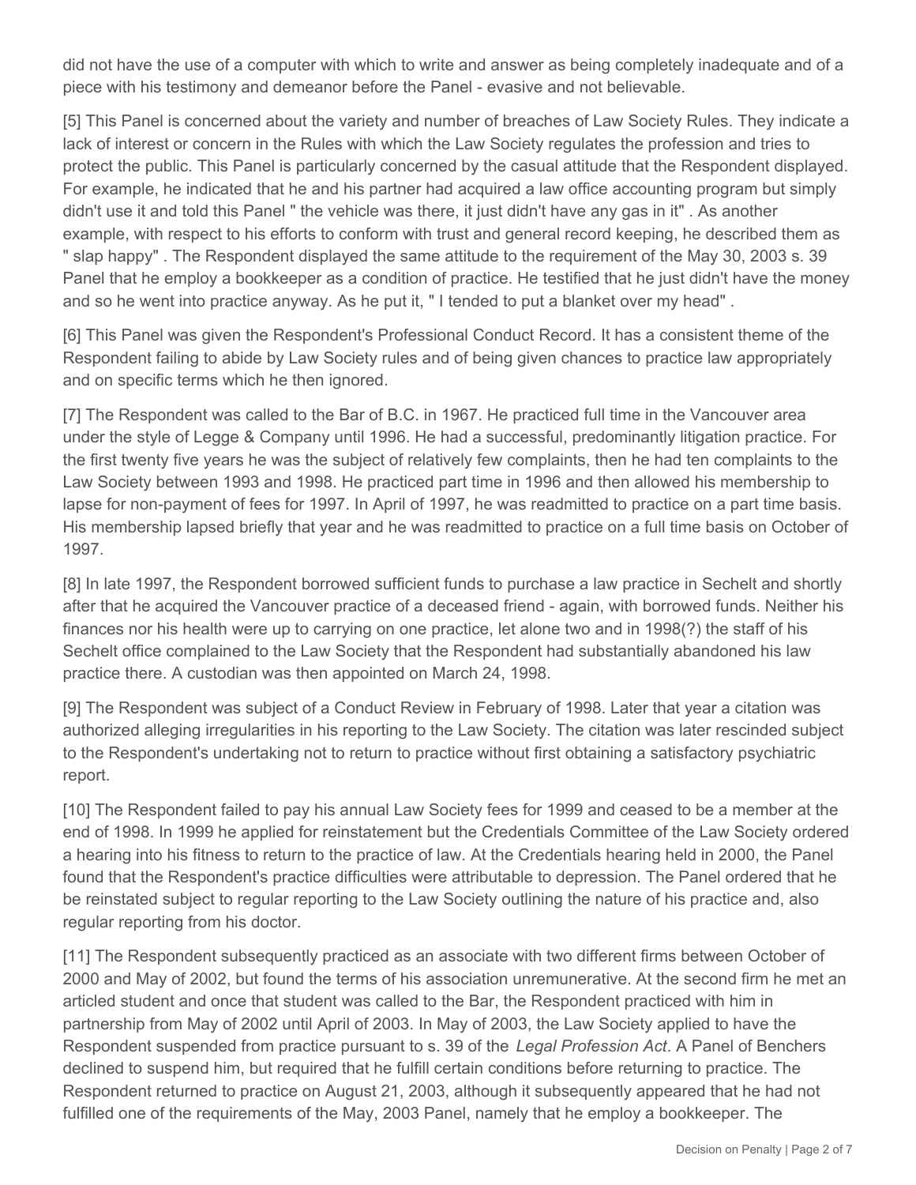did not have the use of a computer with which to write and answer as being completely inadequate and of a piece with his testimony and demeanor before the Panel - evasive and not believable.

[5] This Panel is concerned about the variety and number of breaches of Law Society Rules. They indicate a lack of interest or concern in the Rules with which the Law Society regulates the profession and tries to protect the public. This Panel is particularly concerned by the casual attitude that the Respondent displayed. For example, he indicated that he and his partner had acquired a law office accounting program but simply didn't use it and told this Panel " the vehicle was there, it just didn't have any gas in it" . As another example, with respect to his efforts to conform with trust and general record keeping, he described them as " slap happy" . The Respondent displayed the same attitude to the requirement of the May 30, 2003 s. 39 Panel that he employ a bookkeeper as a condition of practice. He testified that he just didn't have the money and so he went into practice anyway. As he put it, " I tended to put a blanket over my head" .

[6] This Panel was given the Respondent's Professional Conduct Record. It has a consistent theme of the Respondent failing to abide by Law Society rules and of being given chances to practice law appropriately and on specific terms which he then ignored.

[7] The Respondent was called to the Bar of B.C. in 1967. He practiced full time in the Vancouver area under the style of Legge & Company until 1996. He had a successful, predominantly litigation practice. For the first twenty five years he was the subject of relatively few complaints, then he had ten complaints to the Law Society between 1993 and 1998. He practiced part time in 1996 and then allowed his membership to lapse for non-payment of fees for 1997. In April of 1997, he was readmitted to practice on a part time basis. His membership lapsed briefly that year and he was readmitted to practice on a full time basis on October of 1997.

[8] In late 1997, the Respondent borrowed sufficient funds to purchase a law practice in Sechelt and shortly after that he acquired the Vancouver practice of a deceased friend - again, with borrowed funds. Neither his finances nor his health were up to carrying on one practice, let alone two and in 1998(?) the staff of his Sechelt office complained to the Law Society that the Respondent had substantially abandoned his law practice there. A custodian was then appointed on March 24, 1998.

[9] The Respondent was subject of a Conduct Review in February of 1998. Later that year a citation was authorized alleging irregularities in his reporting to the Law Society. The citation was later rescinded subject to the Respondent's undertaking not to return to practice without first obtaining a satisfactory psychiatric report.

[10] The Respondent failed to pay his annual Law Society fees for 1999 and ceased to be a member at the end of 1998. In 1999 he applied for reinstatement but the Credentials Committee of the Law Society ordered a hearing into his fitness to return to the practice of law. At the Credentials hearing held in 2000, the Panel found that the Respondent's practice difficulties were attributable to depression. The Panel ordered that he be reinstated subject to regular reporting to the Law Society outlining the nature of his practice and, also regular reporting from his doctor.

[11] The Respondent subsequently practiced as an associate with two different firms between October of 2000 and May of 2002, but found the terms of his association unremunerative. At the second firm he met an articled student and once that student was called to the Bar, the Respondent practiced with him in partnership from May of 2002 until April of 2003. In May of 2003, the Law Society applied to have the Respondent suspended from practice pursuant to s. 39 of the *Legal Profession Act*. A Panel of Benchers declined to suspend him, but required that he fulfill certain conditions before returning to practice. The Respondent returned to practice on August 21, 2003, although it subsequently appeared that he had not fulfilled one of the requirements of the May, 2003 Panel, namely that he employ a bookkeeper. The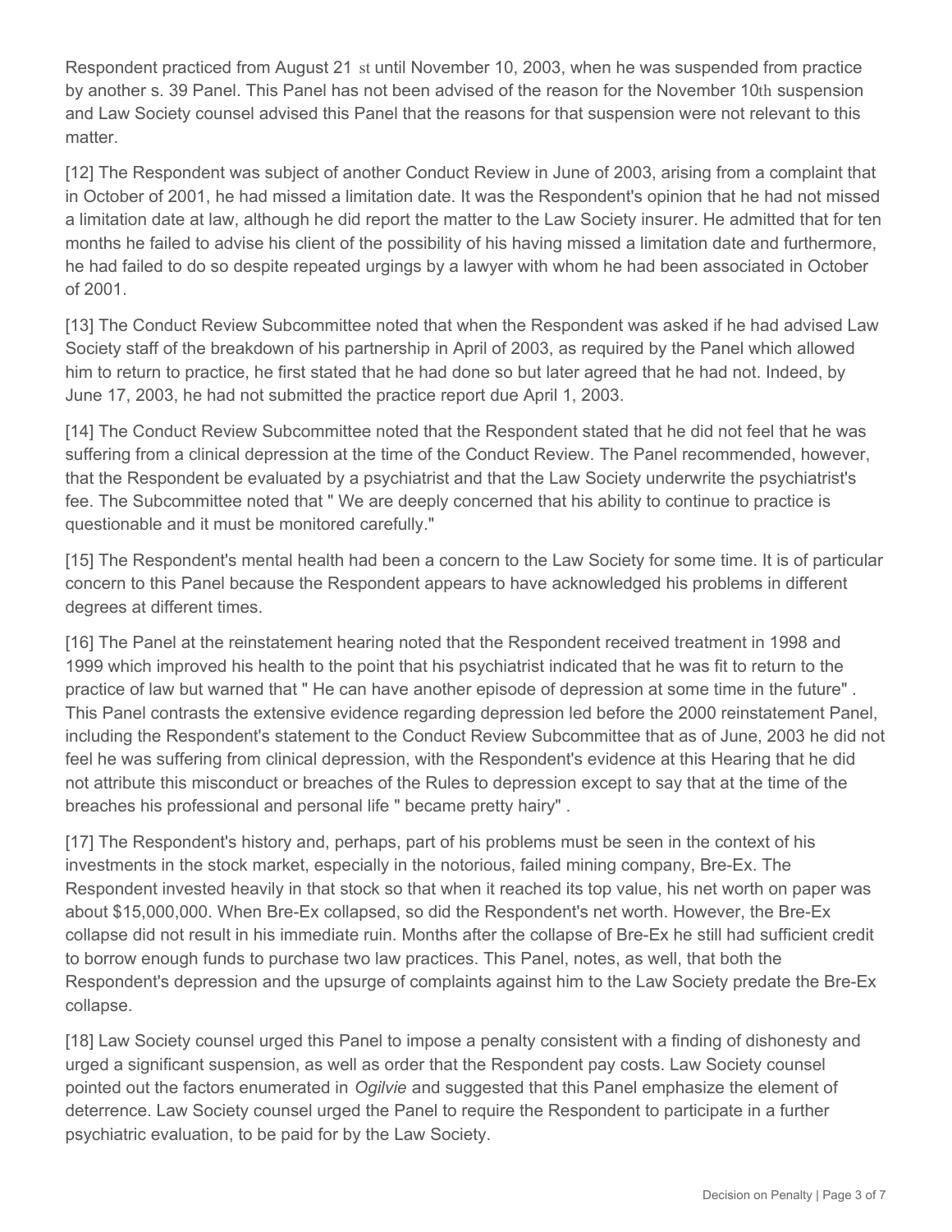Respondent practiced from August 21 st until November 10, 2003, when he was suspended from practice by another s. 39 Panel. This Panel has not been advised of the reason for the November 10th suspension and Law Society counsel advised this Panel that the reasons for that suspension were not relevant to this matter.

[12] The Respondent was subject of another Conduct Review in June of 2003, arising from a complaint that in October of 2001, he had missed a limitation date. It was the Respondent's opinion that he had not missed a limitation date at law, although he did report the matter to the Law Society insurer. He admitted that for ten months he failed to advise his client of the possibility of his having missed a limitation date and furthermore, he had failed to do so despite repeated urgings by a lawyer with whom he had been associated in October of 2001.

[13] The Conduct Review Subcommittee noted that when the Respondent was asked if he had advised Law Society staff of the breakdown of his partnership in April of 2003, as required by the Panel which allowed him to return to practice, he first stated that he had done so but later agreed that he had not. Indeed, by June 17, 2003, he had not submitted the practice report due April 1, 2003.

[14] The Conduct Review Subcommittee noted that the Respondent stated that he did not feel that he was suffering from a clinical depression at the time of the Conduct Review. The Panel recommended, however, that the Respondent be evaluated by a psychiatrist and that the Law Society underwrite the psychiatrist's fee. The Subcommittee noted that " We are deeply concerned that his ability to continue to practice is questionable and it must be monitored carefully."

[15] The Respondent's mental health had been a concern to the Law Society for some time. It is of particular concern to this Panel because the Respondent appears to have acknowledged his problems in different degrees at different times.

[16] The Panel at the reinstatement hearing noted that the Respondent received treatment in 1998 and 1999 which improved his health to the point that his psychiatrist indicated that he was fit to return to the practice of law but warned that " He can have another episode of depression at some time in the future" . This Panel contrasts the extensive evidence regarding depression led before the 2000 reinstatement Panel, including the Respondent's statement to the Conduct Review Subcommittee that as of June, 2003 he did not feel he was suffering from clinical depression, with the Respondent's evidence at this Hearing that he did not attribute this misconduct or breaches of the Rules to depression except to say that at the time of the breaches his professional and personal life " became pretty hairy" .

[17] The Respondent's history and, perhaps, part of his problems must be seen in the context of his investments in the stock market, especially in the notorious, failed mining company, Bre-Ex. The Respondent invested heavily in that stock so that when it reached its top value, his net worth on paper was about $15,000,000. When Bre-Ex collapsed, so did the Respondent's net worth. However, the Bre-Ex collapse did not result in his immediate ruin. Months after the collapse of Bre-Ex he still had sufficient credit to borrow enough funds to purchase two law practices. This Panel, notes, as well, that both the Respondent's depression and the upsurge of complaints against him to the Law Society predate the Bre-Ex collapse.

[18] Law Society counsel urged this Panel to impose a penalty consistent with a finding of dishonesty and urged a significant suspension, as well as order that the Respondent pay costs. Law Society counsel pointed out the factors enumerated in *Ogilvie* and suggested that this Panel emphasize the element of deterrence. Law Society counsel urged the Panel to require the Respondent to participate in a further psychiatric evaluation, to be paid for by the Law Society.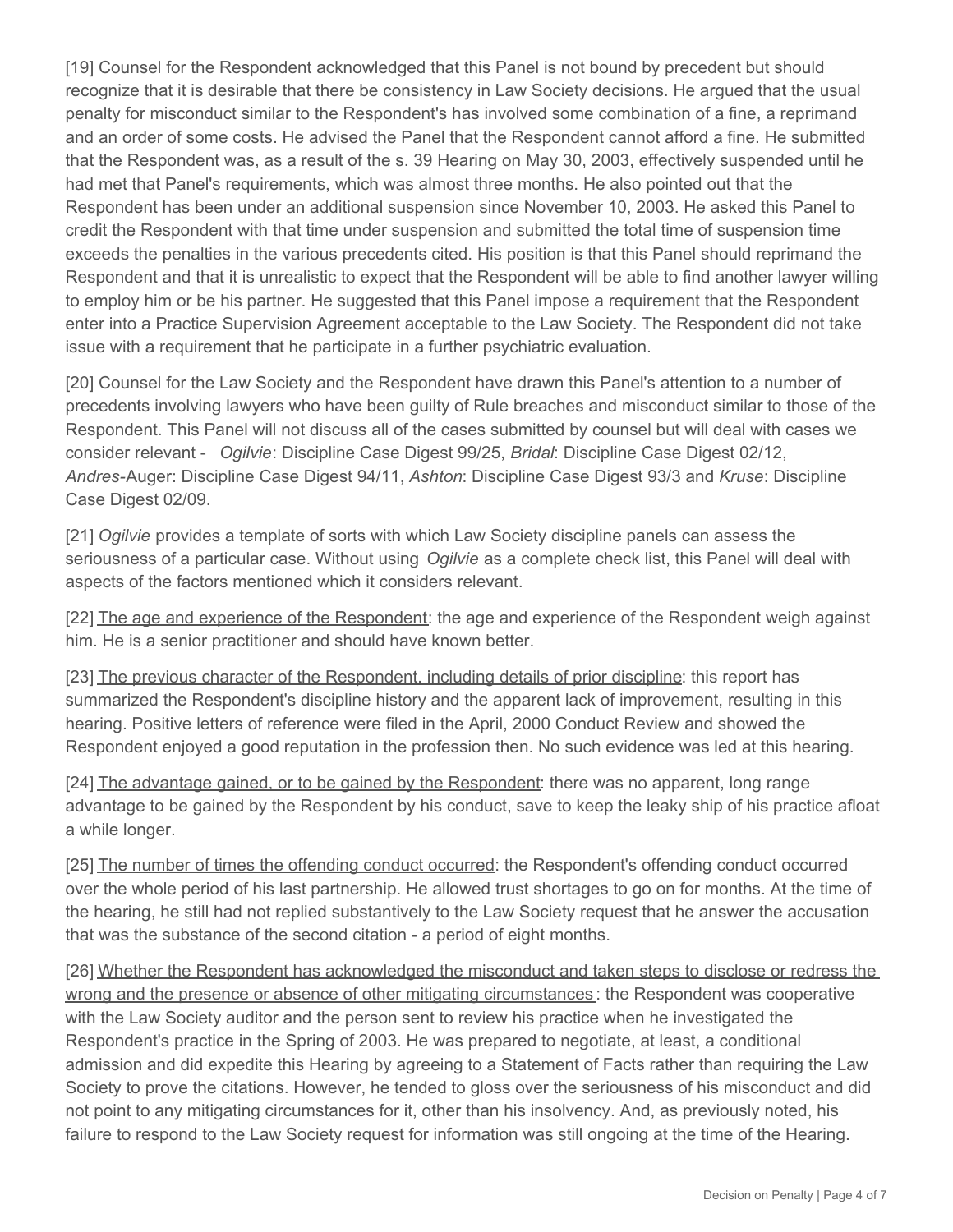[19] Counsel for the Respondent acknowledged that this Panel is not bound by precedent but should recognize that it is desirable that there be consistency in Law Society decisions. He argued that the usual penalty for misconduct similar to the Respondent's has involved some combination of a fine, a reprimand and an order of some costs. He advised the Panel that the Respondent cannot afford a fine. He submitted that the Respondent was, as a result of the s. 39 Hearing on May 30, 2003, effectively suspended until he had met that Panel's requirements, which was almost three months. He also pointed out that the Respondent has been under an additional suspension since November 10, 2003. He asked this Panel to credit the Respondent with that time under suspension and submitted the total time of suspension time exceeds the penalties in the various precedents cited. His position is that this Panel should reprimand the Respondent and that it is unrealistic to expect that the Respondent will be able to find another lawyer willing to employ him or be his partner. He suggested that this Panel impose a requirement that the Respondent enter into a Practice Supervision Agreement acceptable to the Law Society. The Respondent did not take issue with a requirement that he participate in a further psychiatric evaluation.

[20] Counsel for the Law Society and the Respondent have drawn this Panel's attention to a number of precedents involving lawyers who have been guilty of Rule breaches and misconduct similar to those of the Respondent. This Panel will not discuss all of the cases submitted by counsel but will deal with cases we consider relevant - *Ogilvie*: Discipline Case Digest 99/25, *Bridal*: Discipline Case Digest 02/12, *Andres*-Auger: Discipline Case Digest 94/11, *Ashton*: Discipline Case Digest 93/3 and *Kruse*: Discipline Case Digest 02/09.

[21] *Ogilvie* provides a template of sorts with which Law Society discipline panels can assess the seriousness of a particular case. Without using *Ogilvie* as a complete check list, this Panel will deal with aspects of the factors mentioned which it considers relevant.

[22] <u>The age and experience of the Respondent</u>: the age and experience of the Respondent weigh against him. He is a senior practitioner and should have known better.

[23] <u>The previous character of the Respondent, including details of prior discipline</u>: this report has summarized the Respondent's discipline history and the apparent lack of improvement, resulting in this hearing. Positive letters of reference were filed in the April, 2000 Conduct Review and showed the Respondent enjoyed a good reputation in the profession then. No such evidence was led at this hearing.

[24] <u>The advantage gained, or to be gained by the Respondent</u>: there was no apparent, long range advantage to be gained by the Respondent by his conduct, save to keep the leaky ship of his practice afloat a while longer.

[25] <u>The number of times the offending conduct occurred</u>: the Respondent's offending conduct occurred over the whole period of his last partnership. He allowed trust shortages to go on for months. At the time of the hearing, he still had not replied substantively to the Law Society request that he answer the accusation that was the substance of the second citation - a period of eight months.

[26] <u>Whether the Respondent has acknowledged the misconduct and taken steps to disclose or redress the wrong and the presence or absence of other mitigating circumstances</u>: the Respondent was cooperative with the Law Society auditor and the person sent to review his practice when he investigated the Respondent's practice in the Spring of 2003. He was prepared to negotiate, at least, a conditional admission and did expedite this Hearing by agreeing to a Statement of Facts rather than requiring the Law Society to prove the citations. However, he tended to gloss over the seriousness of his misconduct and did not point to any mitigating circumstances for it, other than his insolvency. And, as previously noted, his failure to respond to the Law Society request for information was still ongoing at the time of the Hearing.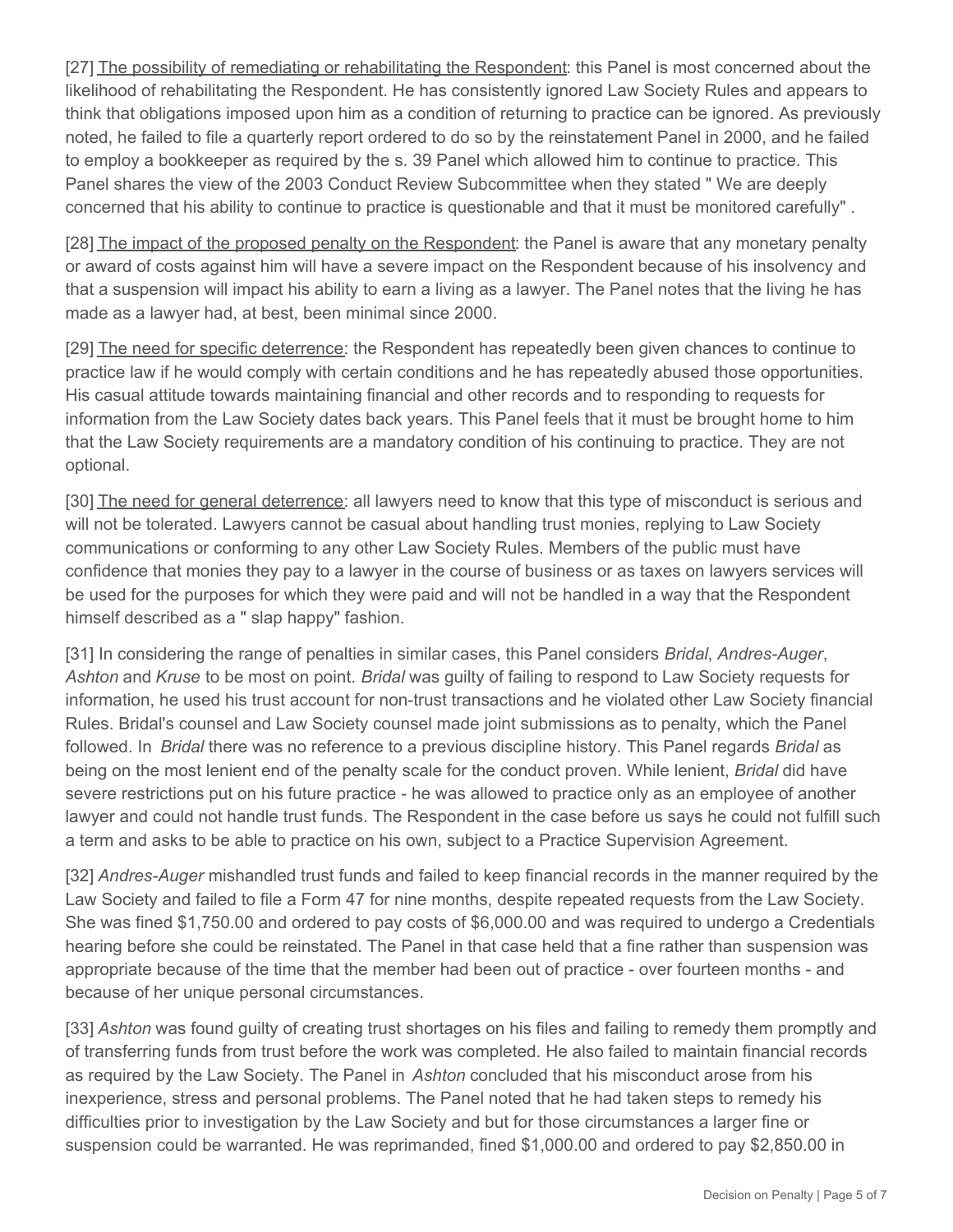[27] The possibility of remediating or rehabilitating the Respondent: this Panel is most concerned about the likelihood of rehabilitating the Respondent. He has consistently ignored Law Society Rules and appears to think that obligations imposed upon him as a condition of returning to practice can be ignored. As previously noted, he failed to file a quarterly report ordered to do so by the reinstatement Panel in 2000, and he failed to employ a bookkeeper as required by the s. 39 Panel which allowed him to continue to practice. This Panel shares the view of the 2003 Conduct Review Subcommittee when they stated " We are deeply concerned that his ability to continue to practice is questionable and that it must be monitored carefully" .

[28] The impact of the proposed penalty on the Respondent: the Panel is aware that any monetary penalty or award of costs against him will have a severe impact on the Respondent because of his insolvency and that a suspension will impact his ability to earn a living as a lawyer. The Panel notes that the living he has made as a lawyer had, at best, been minimal since 2000.

[29] The need for specific deterrence: the Respondent has repeatedly been given chances to continue to practice law if he would comply with certain conditions and he has repeatedly abused those opportunities. His casual attitude towards maintaining financial and other records and to responding to requests for information from the Law Society dates back years. This Panel feels that it must be brought home to him that the Law Society requirements are a mandatory condition of his continuing to practice. They are not optional.

[30] The need for general deterrence: all lawyers need to know that this type of misconduct is serious and will not be tolerated. Lawyers cannot be casual about handling trust monies, replying to Law Society communications or conforming to any other Law Society Rules. Members of the public must have confidence that monies they pay to a lawyer in the course of business or as taxes on lawyers services will be used for the purposes for which they were paid and will not be handled in a way that the Respondent himself described as a " slap happy" fashion.

[31] In considering the range of penalties in similar cases, this Panel considers *Bridal*, *Andres-Auger*, *Ashton* and *Kruse* to be most on point. *Bridal* was guilty of failing to respond to Law Society requests for information, he used his trust account for non-trust transactions and he violated other Law Society financial Rules. Bridal's counsel and Law Society counsel made joint submissions as to penalty, which the Panel followed. In *Bridal* there was no reference to a previous discipline history. This Panel regards *Bridal* as being on the most lenient end of the penalty scale for the conduct proven. While lenient, *Bridal* did have severe restrictions put on his future practice - he was allowed to practice only as an employee of another lawyer and could not handle trust funds. The Respondent in the case before us says he could not fulfill such a term and asks to be able to practice on his own, subject to a Practice Supervision Agreement.

[32] *Andres-Auger* mishandled trust funds and failed to keep financial records in the manner required by the Law Society and failed to file a Form 47 for nine months, despite repeated requests from the Law Society. She was fined $1,750.00 and ordered to pay costs of $6,000.00 and was required to undergo a Credentials hearing before she could be reinstated. The Panel in that case held that a fine rather than suspension was appropriate because of the time that the member had been out of practice - over fourteen months - and because of her unique personal circumstances.

[33] *Ashton* was found guilty of creating trust shortages on his files and failing to remedy them promptly and of transferring funds from trust before the work was completed. He also failed to maintain financial records as required by the Law Society. The Panel in *Ashton* concluded that his misconduct arose from his inexperience, stress and personal problems. The Panel noted that he had taken steps to remedy his difficulties prior to investigation by the Law Society and but for those circumstances a larger fine or suspension could be warranted. He was reprimanded, fined $1,000.00 and ordered to pay $2,850.00 in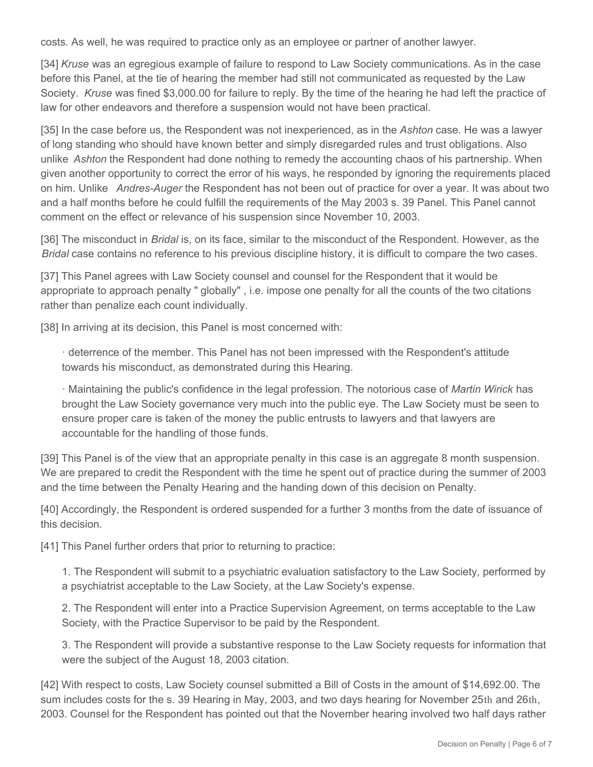costs. As well, he was required to practice only as an employee or partner of another lawyer.

[34] *Kruse* was an egregious example of failure to respond to Law Society communications. As in the case before this Panel, at the tie of hearing the member had still not communicated as requested by the Law Society. *Kruse* was fined $3,000.00 for failure to reply. By the time of the hearing he had left the practice of law for other endeavors and therefore a suspension would not have been practical.

[35] In the case before us, the Respondent was not inexperienced, as in the *Ashton* case. He was a lawyer of long standing who should have known better and simply disregarded rules and trust obligations. Also unlike *Ashton* the Respondent had done nothing to remedy the accounting chaos of his partnership. When given another opportunity to correct the error of his ways, he responded by ignoring the requirements placed on him. Unlike *Andres-Auger* the Respondent has not been out of practice for over a year. It was about two and a half months before he could fulfill the requirements of the May 2003 s. 39 Panel. This Panel cannot comment on the effect or relevance of his suspension since November 10, 2003.

[36] The misconduct in *Bridal* is, on its face, similar to the misconduct of the Respondent. However, as the *Bridal* case contains no reference to his previous discipline history, it is difficult to compare the two cases.

[37] This Panel agrees with Law Society counsel and counsel for the Respondent that it would be appropriate to approach penalty " globally" , i.e. impose one penalty for all the counts of the two citations rather than penalize each count individually.

[38] In arriving at its decision, this Panel is most concerned with:

· deterrence of the member. This Panel has not been impressed with the Respondent's attitude towards his misconduct, as demonstrated during this Hearing.

· Maintaining the public's confidence in the legal profession. The notorious case of *Martin Wirick* has brought the Law Society governance very much into the public eye. The Law Society must be seen to ensure proper care is taken of the money the public entrusts to lawyers and that lawyers are accountable for the handling of those funds.

[39] This Panel is of the view that an appropriate penalty in this case is an aggregate 8 month suspension. We are prepared to credit the Respondent with the time he spent out of practice during the summer of 2003 and the time between the Penalty Hearing and the handing down of this decision on Penalty.

[40] Accordingly, the Respondent is ordered suspended for a further 3 months from the date of issuance of this decision.

[41] This Panel further orders that prior to returning to practice:

1. The Respondent will submit to a psychiatric evaluation satisfactory to the Law Society, performed by a psychiatrist acceptable to the Law Society, at the Law Society's expense.

2. The Respondent will enter into a Practice Supervision Agreement, on terms acceptable to the Law Society, with the Practice Supervisor to be paid by the Respondent.

3. The Respondent will provide a substantive response to the Law Society requests for information that were the subject of the August 18, 2003 citation.

[42] With respect to costs, Law Society counsel submitted a Bill of Costs in the amount of $14,692.00. The sum includes costs for the s. 39 Hearing in May, 2003, and two days hearing for November 25th and 26th, 2003. Counsel for the Respondent has pointed out that the November hearing involved two half days rather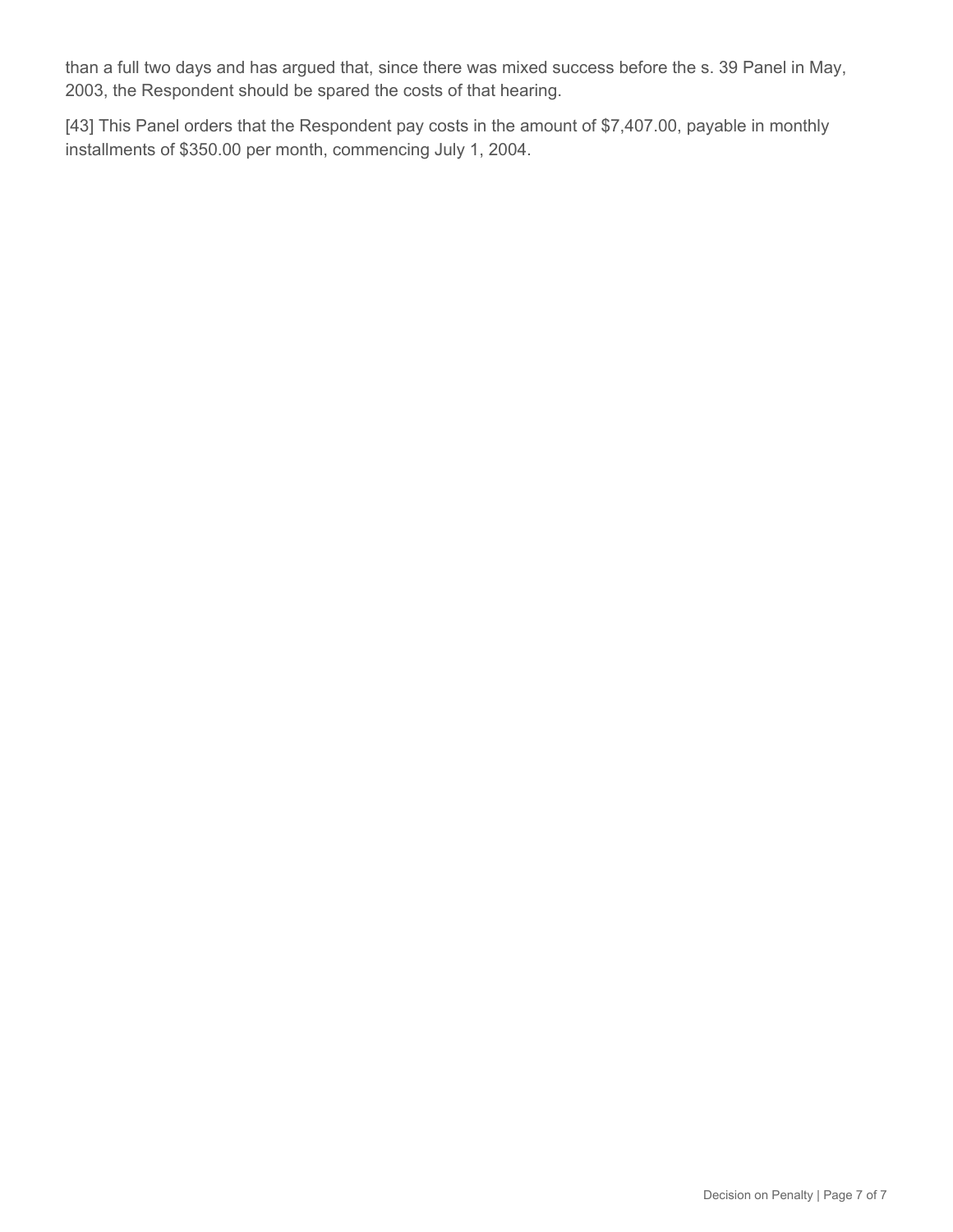than a full two days and has argued that, since there was mixed success before the s. 39 Panel in May, 2003, the Respondent should be spared the costs of that hearing.

[43] This Panel orders that the Respondent pay costs in the amount of $7,407.00, payable in monthly installments of $350.00 per month, commencing July 1, 2004.